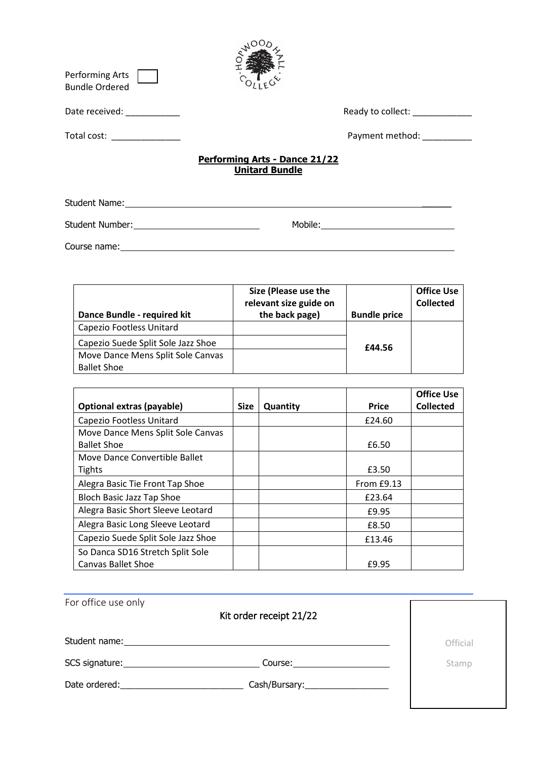HOPWOOD HALL COLLEGE

Performing Arts Bundle Ordered ☐

Date received: ___________ Ready to collect: ____________

Total cost: ______________ Payment method: __________

## Performing Arts - Dance 21/22
## Unitard Bundle

Student Name: ______________________________________________

Student Number: ______________________ Mobile: ______________________

Course name: ______________________________________________

| Dance Bundle - required kit | Size (Please use the relevant size guide on the back page) | Bundle price | Office Use Collected |
|---|---|---|---|
| Capezio Footless Unitard | | £44.56 | |
| Capezio Suede Split Sole Jazz Shoe | | | |
| Move Dance Mens Split Sole Canvas Ballet Shoe | | | |

| Optional extras (payable) | Size | Quantity | Price | Office Use Collected |
|---|---|---|---|---|
| Capezio Footless Unitard | | | £24.60 | |
| Move Dance Mens Split Sole Canvas Ballet Shoe | | | £6.50 | |
| Move Dance Convertible Ballet Tights | | | £3.50 | |
| Alegra Basic Tie Front Tap Shoe | | | From £9.13 | |
| Bloch Basic Jazz Tap Shoe | | | £23.64 | |
| Alegra Basic Short Sleeve Leotard | | | £9.95 | |
| Alegra Basic Long Sleeve Leotard | | | £8.50 | |
| Capezio Suede Split Sole Jazz Shoe | | | £13.46 | |
| So Danca SD16 Stretch Split Sole Canvas Ballet Shoe | | | £9.95 | |

---

For office use only

Kit order receipt 21/22

Student name: ______________________________________________

SCS signature: ______________________ Course: ________________

Date ordered: ______________________ Cash/Bursary: ________________

Official Stamp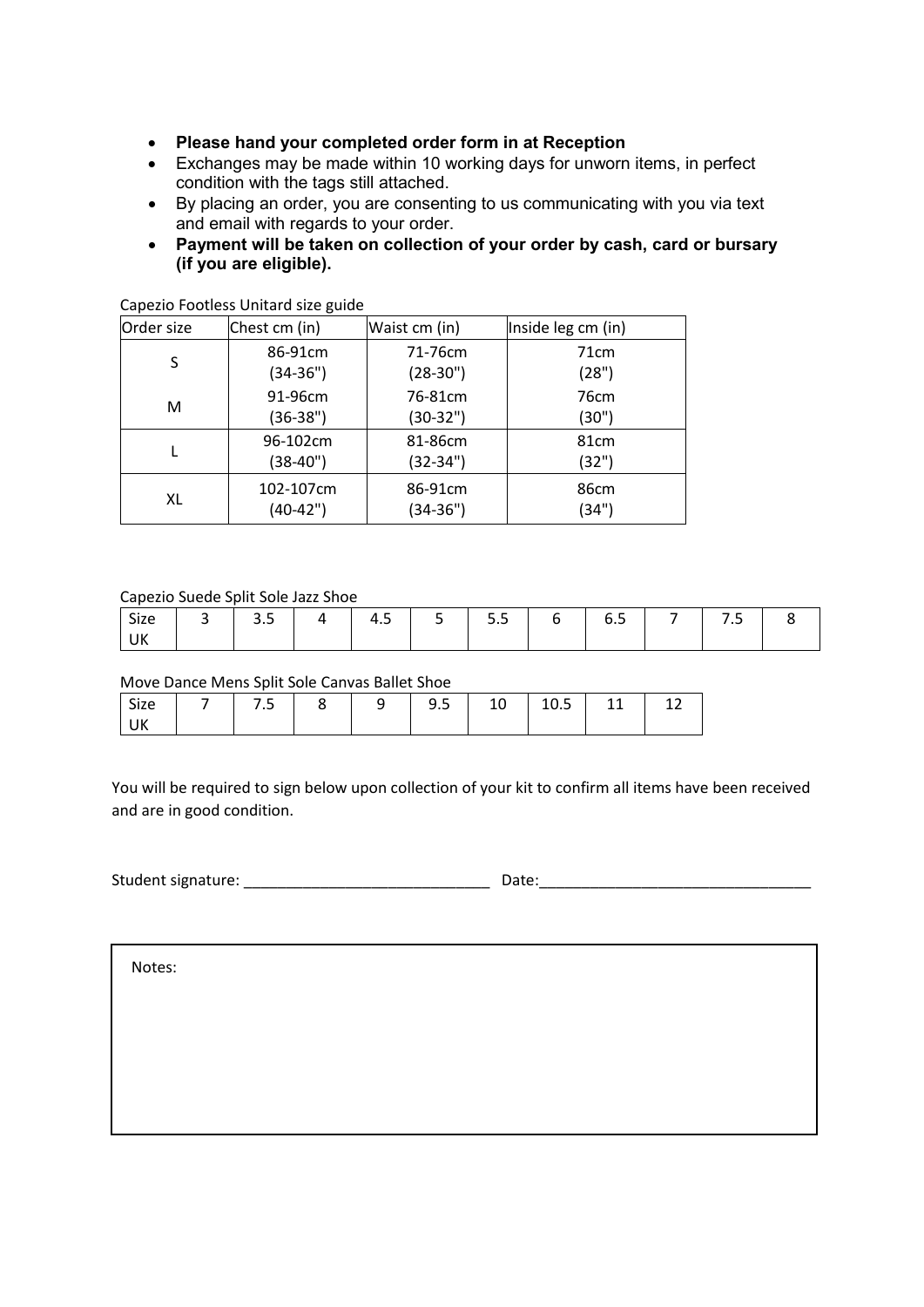- **Please hand your completed order form in at Reception**
- Exchanges may be made within 10 working days for unworn items, in perfect condition with the tags still attached.
- By placing an order, you are consenting to us communicating with you via text and email with regards to your order.
- **Payment will be taken on collection of your order by cash, card or bursary (if you are eligible).**

Capezio Footless Unitard size guide

| Order size | Chest cm (in) | Waist cm (in) | Inside leg cm (in) |
|---|---|---|---|
| S | 86-91cm (34-36") | 71-76cm (28-30") | 71cm (28") |
| M | 91-96cm (36-38") | 76-81cm (30-32") | 76cm (30") |
| L | 96-102cm (38-40") | 81-86cm (32-34") | 81cm (32") |
| XL | 102-107cm (40-42") | 86-91cm (34-36") | 86cm (34") |

Capezio Suede Split Sole Jazz Shoe

| Size UK | 3 | 3.5 | 4 | 4.5 | 5 | 5.5 | 6 | 6.5 | 7 | 7.5 | 8 |
|---|---|---|---|---|---|---|---|---|---|---|---|

Move Dance Mens Split Sole Canvas Ballet Shoe

| Size UK | 7 | 7.5 | 8 | 9 | 9.5 | 10 | 10.5 | 11 | 12 |
|---|---|---|---|---|---|---|---|---|---|

You will be required to sign below upon collection of your kit to confirm all items have been received and are in good condition.

Student signature: ______________________________ Date:________________________________

Notes: